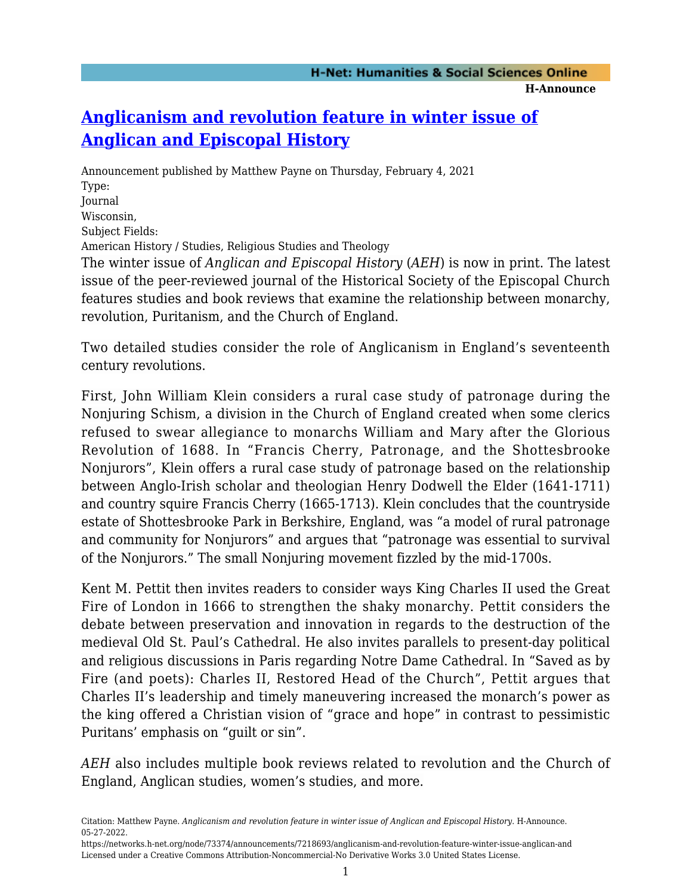# [Anglicanism and revolution feature in winter issue of Anglican and Episcopal History](https://networks.h-net.org/node/73374/announcements/7218693/anglicanism-and-revolution-feature-winter-issue-anglican-and)

Announcement published by Matthew Payne on Thursday, February 4, 2021

Type:
Journal
Wisconsin,
Subject Fields:
American History / Studies, Religious Studies and Theology

The winter issue of *Anglican and Episcopal History* (*AEH*) is now in print. The latest issue of the peer-reviewed journal of the Historical Society of the Episcopal Church features studies and book reviews that examine the relationship between monarchy, revolution, Puritanism, and the Church of England.

Two detailed studies consider the role of Anglicanism in England's seventeenth century revolutions.

First, John William Klein considers a rural case study of patronage during the Nonjuring Schism, a division in the Church of England created when some clerics refused to swear allegiance to monarchs William and Mary after the Glorious Revolution of 1688. In "Francis Cherry, Patronage, and the Shottesbrooke Nonjurors", Klein offers a rural case study of patronage based on the relationship between Anglo-Irish scholar and theologian Henry Dodwell the Elder (1641-1711) and country squire Francis Cherry (1665-1713). Klein concludes that the countryside estate of Shottesbrooke Park in Berkshire, England, was "a model of rural patronage and community for Nonjurors" and argues that "patronage was essential to survival of the Nonjurors." The small Nonjuring movement fizzled by the mid-1700s.

Kent M. Pettit then invites readers to consider ways King Charles II used the Great Fire of London in 1666 to strengthen the shaky monarchy. Pettit considers the debate between preservation and innovation in regards to the destruction of the medieval Old St. Paul's Cathedral. He also invites parallels to present-day political and religious discussions in Paris regarding Notre Dame Cathedral. In "Saved as by Fire (and poets): Charles II, Restored Head of the Church", Pettit argues that Charles II's leadership and timely maneuvering increased the monarch's power as the king offered a Christian vision of "grace and hope" in contrast to pessimistic Puritans' emphasis on "guilt or sin".

*AEH* also includes multiple book reviews related to revolution and the Church of England, Anglican studies, women's studies, and more.

Citation: Matthew Payne. *Anglicanism and revolution feature in winter issue of Anglican and Episcopal History*. H-Announce. 05-27-2022.
https://networks.h-net.org/node/73374/announcements/7218693/anglicanism-and-revolution-feature-winter-issue-anglican-and
Licensed under a Creative Commons Attribution-Noncommercial-No Derivative Works 3.0 United States License.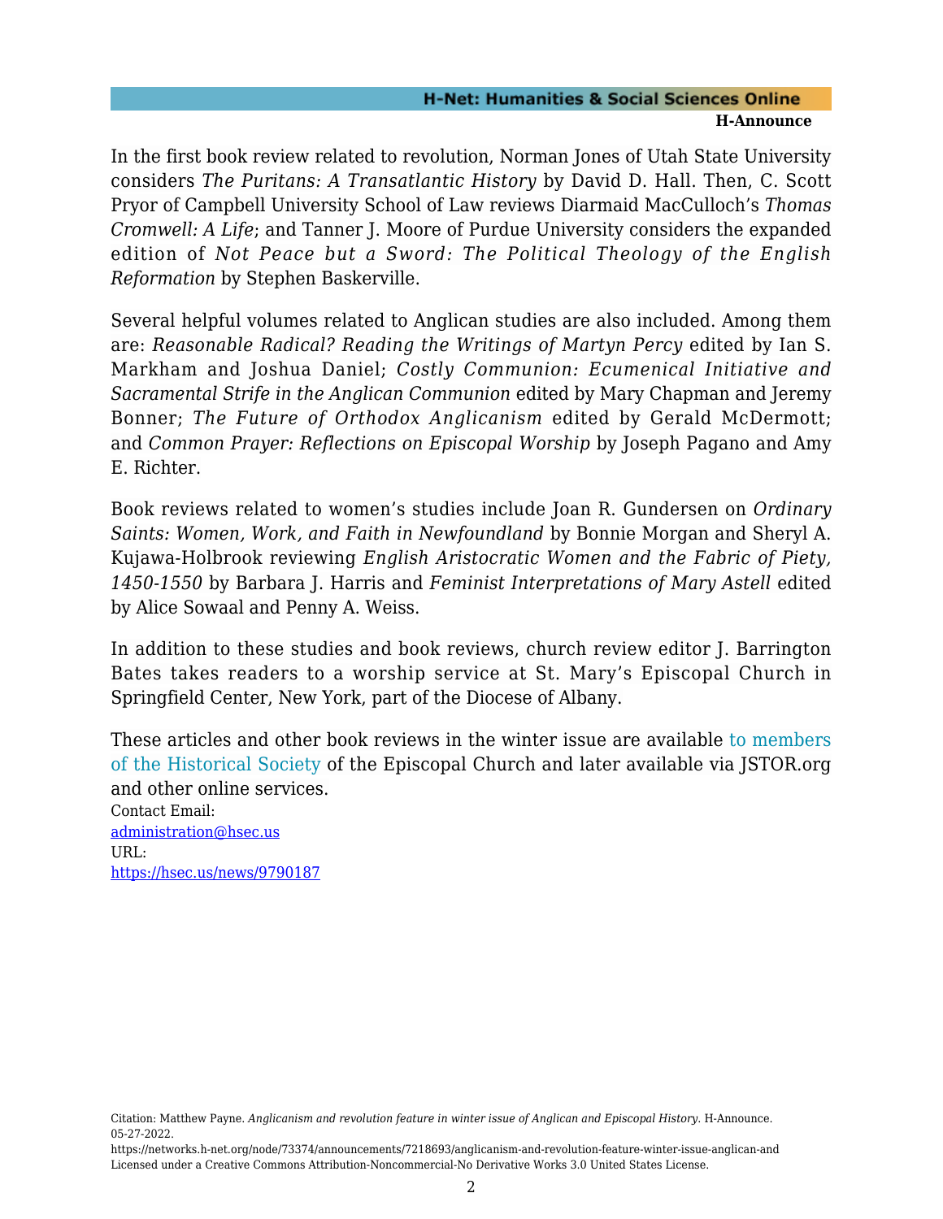In the first book review related to revolution, Norman Jones of Utah State University considers *The Puritans: A Transatlantic History* by David D. Hall. Then, C. Scott Pryor of Campbell University School of Law reviews Diarmaid MacCulloch's *Thomas Cromwell: A Life*; and Tanner J. Moore of Purdue University considers the expanded edition of *Not Peace but a Sword: The Political Theology of the English Reformation* by Stephen Baskerville.

Several helpful volumes related to Anglican studies are also included. Among them are: *Reasonable Radical? Reading the Writings of Martyn Percy* edited by Ian S. Markham and Joshua Daniel; *Costly Communion: Ecumenical Initiative and Sacramental Strife in the Anglican Communion* edited by Mary Chapman and Jeremy Bonner; *The Future of Orthodox Anglicanism* edited by Gerald McDermott; and *Common Prayer: Reflections on Episcopal Worship* by Joseph Pagano and Amy E. Richter.

Book reviews related to women's studies include Joan R. Gundersen on *Ordinary Saints: Women, Work, and Faith in Newfoundland* by Bonnie Morgan and Sheryl A. Kujawa-Holbrook reviewing *English Aristocratic Women and the Fabric of Piety, 1450-1550* by Barbara J. Harris and *Feminist Interpretations of Mary Astell* edited by Alice Sowaal and Penny A. Weiss.

In addition to these studies and book reviews, church review editor J. Barrington Bates takes readers to a worship service at St. Mary's Episcopal Church in Springfield Center, New York, part of the Diocese of Albany.

These articles and other book reviews in the winter issue are available to members of the Historical Society of the Episcopal Church and later available via JSTOR.org and other online services.

Contact Email:
administration@hsec.us
URL:
https://hsec.us/news/9790187

Citation: Matthew Payne. *Anglicanism and revolution feature in winter issue of Anglican and Episcopal History*. H-Announce. 05-27-2022.
https://networks.h-net.org/node/73374/announcements/7218693/anglicanism-and-revolution-feature-winter-issue-anglican-and
Licensed under a Creative Commons Attribution-Noncommercial-No Derivative Works 3.0 United States License.